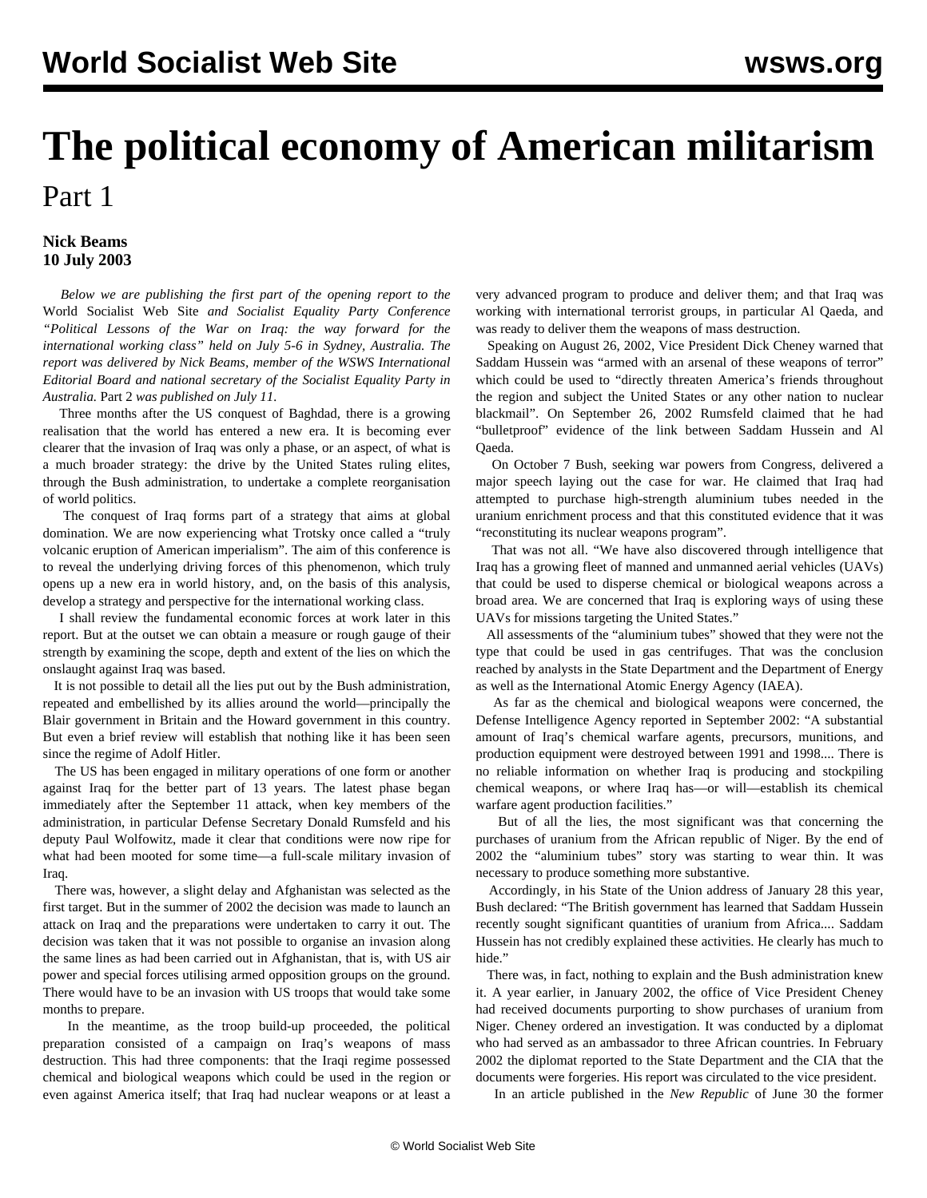# The political economy of American militarism

## Part 1

**Nick Beams**
**10 July 2003**

*Below we are publishing the first part of the opening report to the* World Socialist Web Site *and Socialist Equality Party Conference "Political Lessons of the War on Iraq: the way forward for the international working class" held on July 5-6 in Sydney, Australia. The report was delivered by Nick Beams, member of the WSWS International Editorial Board and national secretary of the Socialist Equality Party in Australia.* Part 2 *was published on July 11.*

Three months after the US conquest of Baghdad, there is a growing realisation that the world has entered a new era. It is becoming ever clearer that the invasion of Iraq was only a phase, or an aspect, of what is a much broader strategy: the drive by the United States ruling elites, through the Bush administration, to undertake a complete reorganisation of world politics.

The conquest of Iraq forms part of a strategy that aims at global domination. We are now experiencing what Trotsky once called a "truly volcanic eruption of American imperialism". The aim of this conference is to reveal the underlying driving forces of this phenomenon, which truly opens up a new era in world history, and, on the basis of this analysis, develop a strategy and perspective for the international working class.

I shall review the fundamental economic forces at work later in this report. But at the outset we can obtain a measure or rough gauge of their strength by examining the scope, depth and extent of the lies on which the onslaught against Iraq was based.

It is not possible to detail all the lies put out by the Bush administration, repeated and embellished by its allies around the world—principally the Blair government in Britain and the Howard government in this country. But even a brief review will establish that nothing like it has been seen since the regime of Adolf Hitler.

The US has been engaged in military operations of one form or another against Iraq for the better part of 13 years. The latest phase began immediately after the September 11 attack, when key members of the administration, in particular Defense Secretary Donald Rumsfeld and his deputy Paul Wolfowitz, made it clear that conditions were now ripe for what had been mooted for some time—a full-scale military invasion of Iraq.

There was, however, a slight delay and Afghanistan was selected as the first target. But in the summer of 2002 the decision was made to launch an attack on Iraq and the preparations were undertaken to carry it out. The decision was taken that it was not possible to organise an invasion along the same lines as had been carried out in Afghanistan, that is, with US air power and special forces utilising armed opposition groups on the ground. There would have to be an invasion with US troops that would take some months to prepare.

In the meantime, as the troop build-up proceeded, the political preparation consisted of a campaign on Iraq's weapons of mass destruction. This had three components: that the Iraqi regime possessed chemical and biological weapons which could be used in the region or even against America itself; that Iraq had nuclear weapons or at least a very advanced program to produce and deliver them; and that Iraq was working with international terrorist groups, in particular Al Qaeda, and was ready to deliver them the weapons of mass destruction.

Speaking on August 26, 2002, Vice President Dick Cheney warned that Saddam Hussein was "armed with an arsenal of these weapons of terror" which could be used to "directly threaten America's friends throughout the region and subject the United States or any other nation to nuclear blackmail". On September 26, 2002 Rumsfeld claimed that he had "bulletproof" evidence of the link between Saddam Hussein and Al Qaeda.

On October 7 Bush, seeking war powers from Congress, delivered a major speech laying out the case for war. He claimed that Iraq had attempted to purchase high-strength aluminium tubes needed in the uranium enrichment process and that this constituted evidence that it was "reconstituting its nuclear weapons program".

That was not all. "We have also discovered through intelligence that Iraq has a growing fleet of manned and unmanned aerial vehicles (UAVs) that could be used to disperse chemical or biological weapons across a broad area. We are concerned that Iraq is exploring ways of using these UAVs for missions targeting the United States."

All assessments of the "aluminium tubes" showed that they were not the type that could be used in gas centrifuges. That was the conclusion reached by analysts in the State Department and the Department of Energy as well as the International Atomic Energy Agency (IAEA).

As far as the chemical and biological weapons were concerned, the Defense Intelligence Agency reported in September 2002: "A substantial amount of Iraq's chemical warfare agents, precursors, munitions, and production equipment were destroyed between 1991 and 1998.... There is no reliable information on whether Iraq is producing and stockpiling chemical weapons, or where Iraq has—or will—establish its chemical warfare agent production facilities."

But of all the lies, the most significant was that concerning the purchases of uranium from the African republic of Niger. By the end of 2002 the "aluminium tubes" story was starting to wear thin. It was necessary to produce something more substantive.

Accordingly, in his State of the Union address of January 28 this year, Bush declared: "The British government has learned that Saddam Hussein recently sought significant quantities of uranium from Africa.... Saddam Hussein has not credibly explained these activities. He clearly has much to hide."

There was, in fact, nothing to explain and the Bush administration knew it. A year earlier, in January 2002, the office of Vice President Cheney had received documents purporting to show purchases of uranium from Niger. Cheney ordered an investigation. It was conducted by a diplomat who had served as an ambassador to three African countries. In February 2002 the diplomat reported to the State Department and the CIA that the documents were forgeries. His report was circulated to the vice president.

In an article published in the *New Republic* of June 30 the former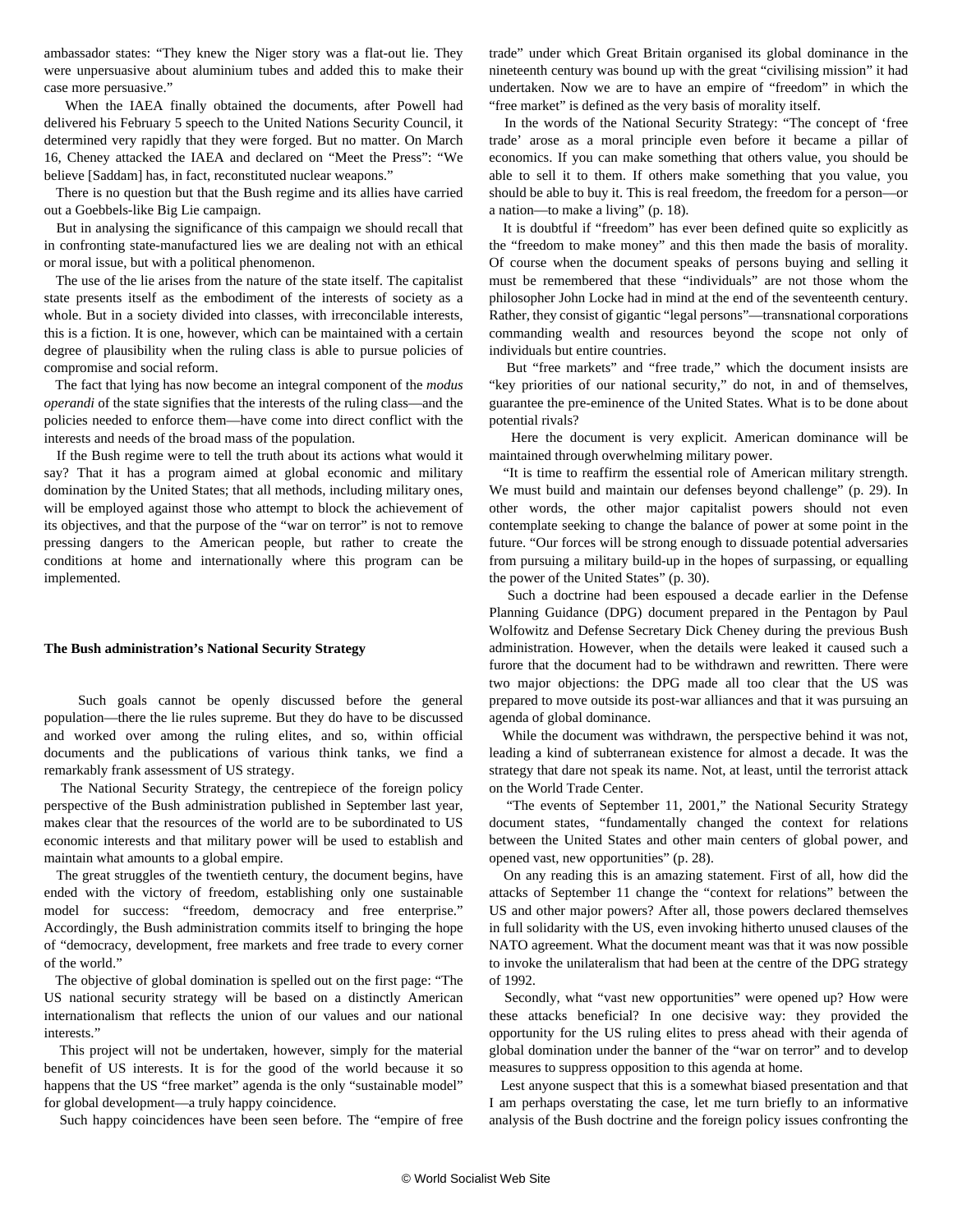ambassador states: "They knew the Niger story was a flat-out lie. They were unpersuasive about aluminium tubes and added this to make their case more persuasive."

When the IAEA finally obtained the documents, after Powell had delivered his February 5 speech to the United Nations Security Council, it determined very rapidly that they were forged. But no matter. On March 16, Cheney attacked the IAEA and declared on "Meet the Press": "We believe [Saddam] has, in fact, reconstituted nuclear weapons."

There is no question but that the Bush regime and its allies have carried out a Goebbels-like Big Lie campaign.

But in analysing the significance of this campaign we should recall that in confronting state-manufactured lies we are dealing not with an ethical or moral issue, but with a political phenomenon.

The use of the lie arises from the nature of the state itself. The capitalist state presents itself as the embodiment of the interests of society as a whole. But in a society divided into classes, with irreconcilable interests, this is a fiction. It is one, however, which can be maintained with a certain degree of plausibility when the ruling class is able to pursue policies of compromise and social reform.

The fact that lying has now become an integral component of the *modus operandi* of the state signifies that the interests of the ruling class—and the policies needed to enforce them—have come into direct conflict with the interests and needs of the broad mass of the population.

If the Bush regime were to tell the truth about its actions what would it say? That it has a program aimed at global economic and military domination by the United States; that all methods, including military ones, will be employed against those who attempt to block the achievement of its objectives, and that the purpose of the "war on terror" is not to remove pressing dangers to the American people, but rather to create the conditions at home and internationally where this program can be implemented.

**The Bush administration's National Security Strategy**

Such goals cannot be openly discussed before the general population—there the lie rules supreme. But they do have to be discussed and worked over among the ruling elites, and so, within official documents and the publications of various think tanks, we find a remarkably frank assessment of US strategy.

The National Security Strategy, the centrepiece of the foreign policy perspective of the Bush administration published in September last year, makes clear that the resources of the world are to be subordinated to US economic interests and that military power will be used to establish and maintain what amounts to a global empire.

The great struggles of the twentieth century, the document begins, have ended with the victory of freedom, establishing only one sustainable model for success: "freedom, democracy and free enterprise." Accordingly, the Bush administration commits itself to bringing the hope of "democracy, development, free markets and free trade to every corner of the world."

The objective of global domination is spelled out on the first page: "The US national security strategy will be based on a distinctly American internationalism that reflects the union of our values and our national interests."

This project will not be undertaken, however, simply for the material benefit of US interests. It is for the good of the world because it so happens that the US "free market" agenda is the only "sustainable model" for global development—a truly happy coincidence.

Such happy coincidences have been seen before. The "empire of free trade" under which Great Britain organised its global dominance in the nineteenth century was bound up with the great "civilising mission" it had undertaken. Now we are to have an empire of "freedom" in which the "free market" is defined as the very basis of morality itself.

In the words of the National Security Strategy: "The concept of 'free trade' arose as a moral principle even before it became a pillar of economics. If you can make something that others value, you should be able to sell it to them. If others make something that you value, you should be able to buy it. This is real freedom, the freedom for a person—or a nation—to make a living" (p. 18).

It is doubtful if "freedom" has ever been defined quite so explicitly as the "freedom to make money" and this then made the basis of morality. Of course when the document speaks of persons buying and selling it must be remembered that these "individuals" are not those whom the philosopher John Locke had in mind at the end of the seventeenth century. Rather, they consist of gigantic "legal persons"—transnational corporations commanding wealth and resources beyond the scope not only of individuals but entire countries.

But "free markets" and "free trade," which the document insists are "key priorities of our national security," do not, in and of themselves, guarantee the pre-eminence of the United States. What is to be done about potential rivals?

Here the document is very explicit. American dominance will be maintained through overwhelming military power.

"It is time to reaffirm the essential role of American military strength. We must build and maintain our defenses beyond challenge" (p. 29). In other words, the other major capitalist powers should not even contemplate seeking to change the balance of power at some point in the future. "Our forces will be strong enough to dissuade potential adversaries from pursuing a military build-up in the hopes of surpassing, or equalling the power of the United States" (p. 30).

Such a doctrine had been espoused a decade earlier in the Defense Planning Guidance (DPG) document prepared in the Pentagon by Paul Wolfowitz and Defense Secretary Dick Cheney during the previous Bush administration. However, when the details were leaked it caused such a furore that the document had to be withdrawn and rewritten. There were two major objections: the DPG made all too clear that the US was prepared to move outside its post-war alliances and that it was pursuing an agenda of global dominance.

While the document was withdrawn, the perspective behind it was not, leading a kind of subterranean existence for almost a decade. It was the strategy that dare not speak its name. Not, at least, until the terrorist attack on the World Trade Center.

"The events of September 11, 2001," the National Security Strategy document states, "fundamentally changed the context for relations between the United States and other main centers of global power, and opened vast, new opportunities" (p. 28).

On any reading this is an amazing statement. First of all, how did the attacks of September 11 change the "context for relations" between the US and other major powers? After all, those powers declared themselves in full solidarity with the US, even invoking hitherto unused clauses of the NATO agreement. What the document meant was that it was now possible to invoke the unilateralism that had been at the centre of the DPG strategy of 1992.

Secondly, what "vast new opportunities" were opened up? How were these attacks beneficial? In one decisive way: they provided the opportunity for the US ruling elites to press ahead with their agenda of global domination under the banner of the "war on terror" and to develop measures to suppress opposition to this agenda at home.

Lest anyone suspect that this is a somewhat biased presentation and that I am perhaps overstating the case, let me turn briefly to an informative analysis of the Bush doctrine and the foreign policy issues confronting the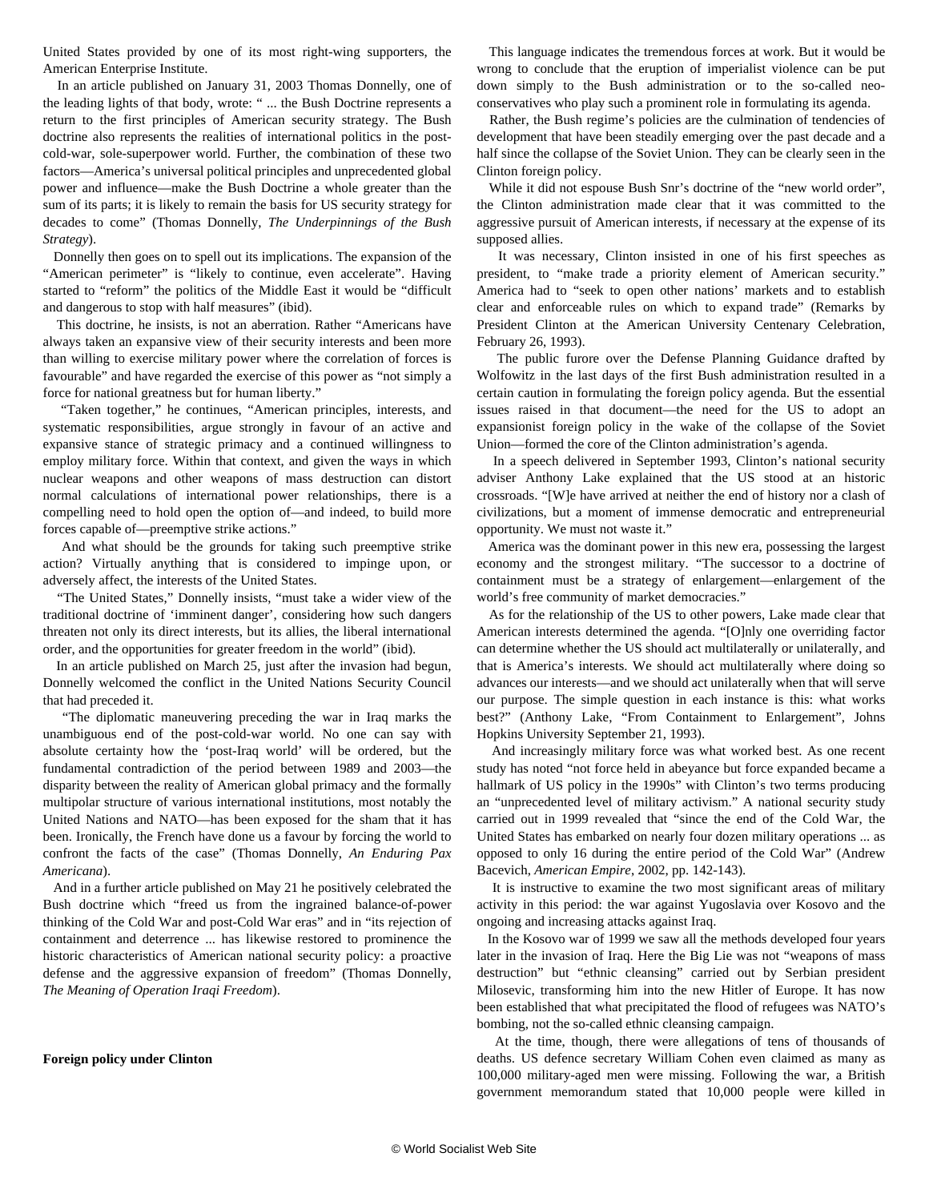United States provided by one of its most right-wing supporters, the American Enterprise Institute.

In an article published on January 31, 2003 Thomas Donnelly, one of the leading lights of that body, wrote: " ... the Bush Doctrine represents a return to the first principles of American security strategy. The Bush doctrine also represents the realities of international politics in the post-cold-war, sole-superpower world. Further, the combination of these two factors—America's universal political principles and unprecedented global power and influence—make the Bush Doctrine a whole greater than the sum of its parts; it is likely to remain the basis for US security strategy for decades to come" (Thomas Donnelly, *The Underpinnings of the Bush Strategy*).

Donnelly then goes on to spell out its implications. The expansion of the "American perimeter" is "likely to continue, even accelerate". Having started to "reform" the politics of the Middle East it would be "difficult and dangerous to stop with half measures" (ibid).

This doctrine, he insists, is not an aberration. Rather "Americans have always taken an expansive view of their security interests and been more than willing to exercise military power where the correlation of forces is favourable" and have regarded the exercise of this power as "not simply a force for national greatness but for human liberty."

"Taken together," he continues, "American principles, interests, and systematic responsibilities, argue strongly in favour of an active and expansive stance of strategic primacy and a continued willingness to employ military force. Within that context, and given the ways in which nuclear weapons and other weapons of mass destruction can distort normal calculations of international power relationships, there is a compelling need to hold open the option of—and indeed, to build more forces capable of—preemptive strike actions."

And what should be the grounds for taking such preemptive strike action? Virtually anything that is considered to impinge upon, or adversely affect, the interests of the United States.

"The United States," Donnelly insists, "must take a wider view of the traditional doctrine of 'imminent danger', considering how such dangers threaten not only its direct interests, but its allies, the liberal international order, and the opportunities for greater freedom in the world" (ibid).

In an article published on March 25, just after the invasion had begun, Donnelly welcomed the conflict in the United Nations Security Council that had preceded it.

"The diplomatic maneuvering preceding the war in Iraq marks the unambiguous end of the post-cold-war world. No one can say with absolute certainty how the 'post-Iraq world' will be ordered, but the fundamental contradiction of the period between 1989 and 2003—the disparity between the reality of American global primacy and the formally multipolar structure of various international institutions, most notably the United Nations and NATO—has been exposed for the sham that it has been. Ironically, the French have done us a favour by forcing the world to confront the facts of the case" (Thomas Donnelly, *An Enduring Pax Americana*).

And in a further article published on May 21 he positively celebrated the Bush doctrine which "freed us from the ingrained balance-of-power thinking of the Cold War and post-Cold War eras" and in "its rejection of containment and deterrence ... has likewise restored to prominence the historic characteristics of American national security policy: a proactive defense and the aggressive expansion of freedom" (Thomas Donnelly, *The Meaning of Operation Iraqi Freedom*).

**Foreign policy under Clinton**

This language indicates the tremendous forces at work. But it would be wrong to conclude that the eruption of imperialist violence can be put down simply to the Bush administration or to the so-called neo-conservatives who play such a prominent role in formulating its agenda.

Rather, the Bush regime's policies are the culmination of tendencies of development that have been steadily emerging over the past decade and a half since the collapse of the Soviet Union. They can be clearly seen in the Clinton foreign policy.

While it did not espouse Bush Snr's doctrine of the "new world order", the Clinton administration made clear that it was committed to the aggressive pursuit of American interests, if necessary at the expense of its supposed allies.

It was necessary, Clinton insisted in one of his first speeches as president, to "make trade a priority element of American security." America had to "seek to open other nations' markets and to establish clear and enforceable rules on which to expand trade" (Remarks by President Clinton at the American University Centenary Celebration, February 26, 1993).

The public furore over the Defense Planning Guidance drafted by Wolfowitz in the last days of the first Bush administration resulted in a certain caution in formulating the foreign policy agenda. But the essential issues raised in that document—the need for the US to adopt an expansionist foreign policy in the wake of the collapse of the Soviet Union—formed the core of the Clinton administration's agenda.

In a speech delivered in September 1993, Clinton's national security adviser Anthony Lake explained that the US stood at an historic crossroads. "[W]e have arrived at neither the end of history nor a clash of civilizations, but a moment of immense democratic and entrepreneurial opportunity. We must not waste it."

America was the dominant power in this new era, possessing the largest economy and the strongest military. "The successor to a doctrine of containment must be a strategy of enlargement—enlargement of the world's free community of market democracies."

As for the relationship of the US to other powers, Lake made clear that American interests determined the agenda. "[O]nly one overriding factor can determine whether the US should act multilaterally or unilaterally, and that is America's interests. We should act multilaterally where doing so advances our interests—and we should act unilaterally when that will serve our purpose. The simple question in each instance is this: what works best?" (Anthony Lake, "From Containment to Enlargement", Johns Hopkins University September 21, 1993).

And increasingly military force was what worked best. As one recent study has noted "not force held in abeyance but force expanded became a hallmark of US policy in the 1990s" with Clinton's two terms producing an "unprecedented level of military activism." A national security study carried out in 1999 revealed that "since the end of the Cold War, the United States has embarked on nearly four dozen military operations ... as opposed to only 16 during the entire period of the Cold War" (Andrew Bacevich, *American Empire*, 2002, pp. 142-143).

It is instructive to examine the two most significant areas of military activity in this period: the war against Yugoslavia over Kosovo and the ongoing and increasing attacks against Iraq.

In the Kosovo war of 1999 we saw all the methods developed four years later in the invasion of Iraq. Here the Big Lie was not "weapons of mass destruction" but "ethnic cleansing" carried out by Serbian president Milosevic, transforming him into the new Hitler of Europe. It has now been established that what precipitated the flood of refugees was NATO's bombing, not the so-called ethnic cleansing campaign.

At the time, though, there were allegations of tens of thousands of deaths. US defence secretary William Cohen even claimed as many as 100,000 military-aged men were missing. Following the war, a British government memorandum stated that 10,000 people were killed in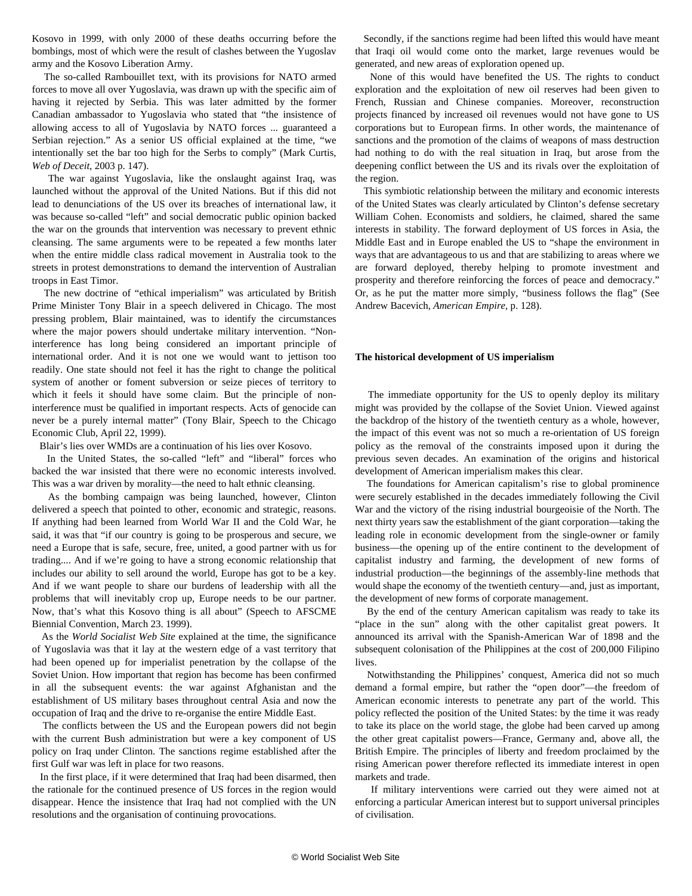Kosovo in 1999, with only 2000 of these deaths occurring before the bombings, most of which were the result of clashes between the Yugoslav army and the Kosovo Liberation Army.

The so-called Rambouillet text, with its provisions for NATO armed forces to move all over Yugoslavia, was drawn up with the specific aim of having it rejected by Serbia. This was later admitted by the former Canadian ambassador to Yugoslavia who stated that "the insistence of allowing access to all of Yugoslavia by NATO forces ... guaranteed a Serbian rejection." As a senior US official explained at the time, "we intentionally set the bar too high for the Serbs to comply" (Mark Curtis, *Web of Deceit*, 2003 p. 147).

The war against Yugoslavia, like the onslaught against Iraq, was launched without the approval of the United Nations. But if this did not lead to denunciations of the US over its breaches of international law, it was because so-called "left" and social democratic public opinion backed the war on the grounds that intervention was necessary to prevent ethnic cleansing. The same arguments were to be repeated a few months later when the entire middle class radical movement in Australia took to the streets in protest demonstrations to demand the intervention of Australian troops in East Timor.

The new doctrine of "ethical imperialism" was articulated by British Prime Minister Tony Blair in a speech delivered in Chicago. The most pressing problem, Blair maintained, was to identify the circumstances where the major powers should undertake military intervention. "Non-interference has long being considered an important principle of international order. And it is not one we would want to jettison too readily. One state should not feel it has the right to change the political system of another or foment subversion or seize pieces of territory to which it feels it should have some claim. But the principle of non-interference must be qualified in important respects. Acts of genocide can never be a purely internal matter" (Tony Blair, Speech to the Chicago Economic Club, April 22, 1999).

Blair's lies over WMDs are a continuation of his lies over Kosovo.

In the United States, the so-called "left" and "liberal" forces who backed the war insisted that there were no economic interests involved. This was a war driven by morality—the need to halt ethnic cleansing.

As the bombing campaign was being launched, however, Clinton delivered a speech that pointed to other, economic and strategic, reasons. If anything had been learned from World War II and the Cold War, he said, it was that "if our country is going to be prosperous and secure, we need a Europe that is safe, secure, free, united, a good partner with us for trading.... And if we're going to have a strong economic relationship that includes our ability to sell around the world, Europe has got to be a key. And if we want people to share our burdens of leadership with all the problems that will inevitably crop up, Europe needs to be our partner. Now, that's what this Kosovo thing is all about" (Speech to AFSCME Biennial Convention, March 23. 1999).

As the *World Socialist Web Site* explained at the time, the significance of Yugoslavia was that it lay at the western edge of a vast territory that had been opened up for imperialist penetration by the collapse of the Soviet Union. How important that region has become has been confirmed in all the subsequent events: the war against Afghanistan and the establishment of US military bases throughout central Asia and now the occupation of Iraq and the drive to re-organise the entire Middle East.

The conflicts between the US and the European powers did not begin with the current Bush administration but were a key component of US policy on Iraq under Clinton. The sanctions regime established after the first Gulf war was left in place for two reasons.

In the first place, if it were determined that Iraq had been disarmed, then the rationale for the continued presence of US forces in the region would disappear. Hence the insistence that Iraq had not complied with the UN resolutions and the organisation of continuing provocations.

Secondly, if the sanctions regime had been lifted this would have meant that Iraqi oil would come onto the market, large revenues would be generated, and new areas of exploration opened up.

None of this would have benefited the US. The rights to conduct exploration and the exploitation of new oil reserves had been given to French, Russian and Chinese companies. Moreover, reconstruction projects financed by increased oil revenues would not have gone to US corporations but to European firms. In other words, the maintenance of sanctions and the promotion of the claims of weapons of mass destruction had nothing to do with the real situation in Iraq, but arose from the deepening conflict between the US and its rivals over the exploitation of the region.

This symbiotic relationship between the military and economic interests of the United States was clearly articulated by Clinton's defense secretary William Cohen. Economists and soldiers, he claimed, shared the same interests in stability. The forward deployment of US forces in Asia, the Middle East and in Europe enabled the US to "shape the environment in ways that are advantageous to us and that are stabilizing to areas where we are forward deployed, thereby helping to promote investment and prosperity and therefore reinforcing the forces of peace and democracy." Or, as he put the matter more simply, "business follows the flag" (See Andrew Bacevich, *American Empire*, p. 128).

**The historical development of US imperialism**

The immediate opportunity for the US to openly deploy its military might was provided by the collapse of the Soviet Union. Viewed against the backdrop of the history of the twentieth century as a whole, however, the impact of this event was not so much a re-orientation of US foreign policy as the removal of the constraints imposed upon it during the previous seven decades. An examination of the origins and historical development of American imperialism makes this clear.

The foundations for American capitalism's rise to global prominence were securely established in the decades immediately following the Civil War and the victory of the rising industrial bourgeoisie of the North. The next thirty years saw the establishment of the giant corporation—taking the leading role in economic development from the single-owner or family business—the opening up of the entire continent to the development of capitalist industry and farming, the development of new forms of industrial production—the beginnings of the assembly-line methods that would shape the economy of the twentieth century—and, just as important, the development of new forms of corporate management.

By the end of the century American capitalism was ready to take its "place in the sun" along with the other capitalist great powers. It announced its arrival with the Spanish-American War of 1898 and the subsequent colonisation of the Philippines at the cost of 200,000 Filipino lives.

Notwithstanding the Philippines' conquest, America did not so much demand a formal empire, but rather the "open door"—the freedom of American economic interests to penetrate any part of the world. This policy reflected the position of the United States: by the time it was ready to take its place on the world stage, the globe had been carved up among the other great capitalist powers—France, Germany and, above all, the British Empire. The principles of liberty and freedom proclaimed by the rising American power therefore reflected its immediate interest in open markets and trade.

If military interventions were carried out they were aimed not at enforcing a particular American interest but to support universal principles of civilisation.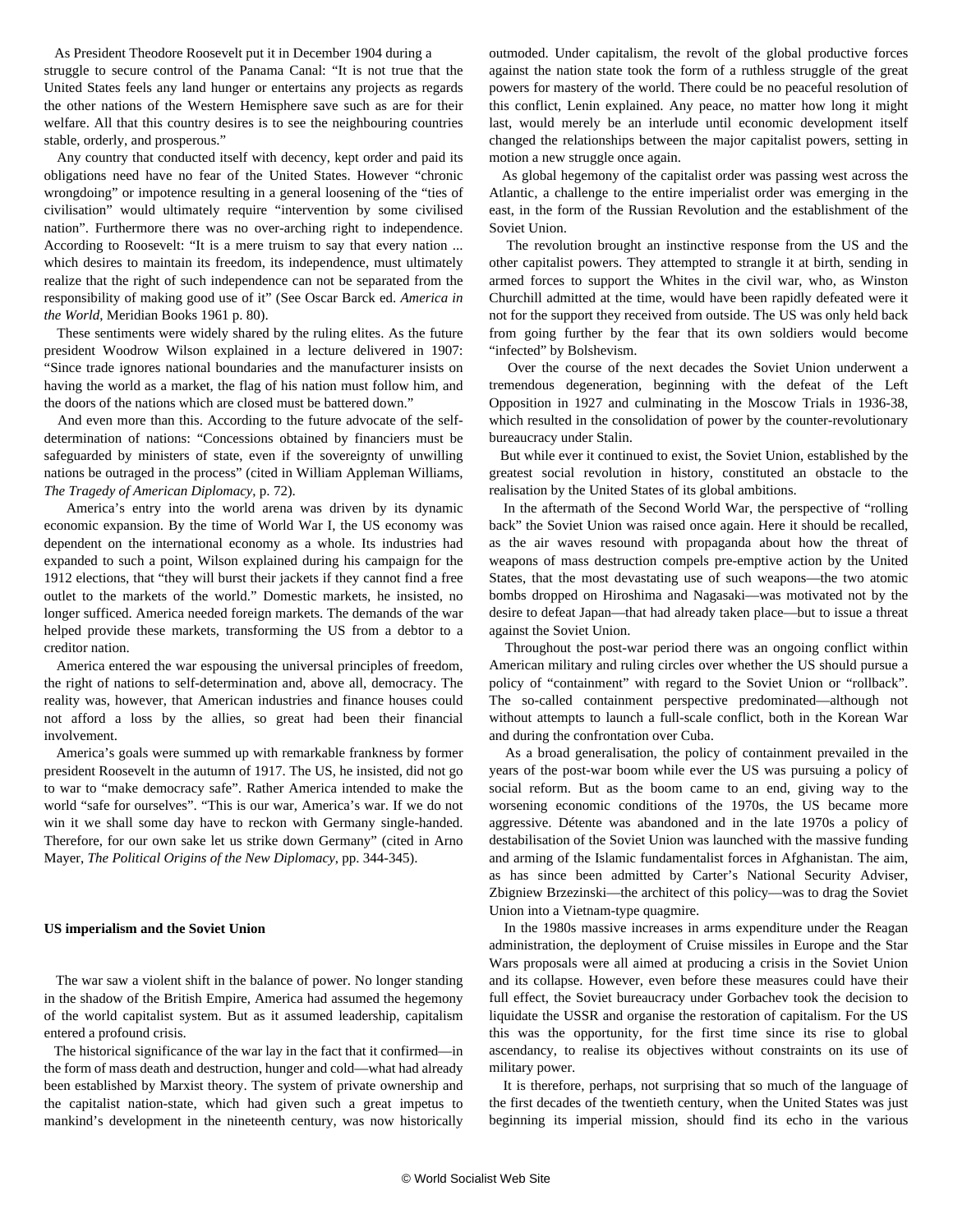As President Theodore Roosevelt put it in December 1904 during a struggle to secure control of the Panama Canal: "It is not true that the United States feels any land hunger or entertains any projects as regards the other nations of the Western Hemisphere save such as are for their welfare. All that this country desires is to see the neighbouring countries stable, orderly, and prosperous."

Any country that conducted itself with decency, kept order and paid its obligations need have no fear of the United States. However "chronic wrongdoing" or impotence resulting in a general loosening of the "ties of civilisation" would ultimately require "intervention by some civilised nation". Furthermore there was no over-arching right to independence. According to Roosevelt: "It is a mere truism to say that every nation ... which desires to maintain its freedom, its independence, must ultimately realize that the right of such independence can not be separated from the responsibility of making good use of it" (See Oscar Barck ed. *America in the World*, Meridian Books 1961 p. 80).

These sentiments were widely shared by the ruling elites. As the future president Woodrow Wilson explained in a lecture delivered in 1907: "Since trade ignores national boundaries and the manufacturer insists on having the world as a market, the flag of his nation must follow him, and the doors of the nations which are closed must be battered down."

And even more than this. According to the future advocate of the self-determination of nations: "Concessions obtained by financiers must be safeguarded by ministers of state, even if the sovereignty of unwilling nations be outraged in the process" (cited in William Appleman Williams, *The Tragedy of American Diplomacy*, p. 72).

America's entry into the world arena was driven by its dynamic economic expansion. By the time of World War I, the US economy was dependent on the international economy as a whole. Its industries had expanded to such a point, Wilson explained during his campaign for the 1912 elections, that "they will burst their jackets if they cannot find a free outlet to the markets of the world." Domestic markets, he insisted, no longer sufficed. America needed foreign markets. The demands of the war helped provide these markets, transforming the US from a debtor to a creditor nation.

America entered the war espousing the universal principles of freedom, the right of nations to self-determination and, above all, democracy. The reality was, however, that American industries and finance houses could not afford a loss by the allies, so great had been their financial involvement.

America's goals were summed up with remarkable frankness by former president Roosevelt in the autumn of 1917. The US, he insisted, did not go to war to "make democracy safe". Rather America intended to make the world "safe for ourselves". "This is our war, America's war. If we do not win it we shall some day have to reckon with Germany single-handed. Therefore, for our own sake let us strike down Germany" (cited in Arno Mayer, *The Political Origins of the New Diplomacy*, pp. 344-345).

**US imperialism and the Soviet Union**

The war saw a violent shift in the balance of power. No longer standing in the shadow of the British Empire, America had assumed the hegemony of the world capitalist system. But as it assumed leadership, capitalism entered a profound crisis.

The historical significance of the war lay in the fact that it confirmed—in the form of mass death and destruction, hunger and cold—what had already been established by Marxist theory. The system of private ownership and the capitalist nation-state, which had given such a great impetus to mankind's development in the nineteenth century, was now historically outmoded. Under capitalism, the revolt of the global productive forces against the nation state took the form of a ruthless struggle of the great powers for mastery of the world. There could be no peaceful resolution of this conflict, Lenin explained. Any peace, no matter how long it might last, would merely be an interlude until economic development itself changed the relationships between the major capitalist powers, setting in motion a new struggle once again.

As global hegemony of the capitalist order was passing west across the Atlantic, a challenge to the entire imperialist order was emerging in the east, in the form of the Russian Revolution and the establishment of the Soviet Union.

The revolution brought an instinctive response from the US and the other capitalist powers. They attempted to strangle it at birth, sending in armed forces to support the Whites in the civil war, who, as Winston Churchill admitted at the time, would have been rapidly defeated were it not for the support they received from outside. The US was only held back from going further by the fear that its own soldiers would become "infected" by Bolshevism.

Over the course of the next decades the Soviet Union underwent a tremendous degeneration, beginning with the defeat of the Left Opposition in 1927 and culminating in the Moscow Trials in 1936-38, which resulted in the consolidation of power by the counter-revolutionary bureaucracy under Stalin.

But while ever it continued to exist, the Soviet Union, established by the greatest social revolution in history, constituted an obstacle to the realisation by the United States of its global ambitions.

In the aftermath of the Second World War, the perspective of "rolling back" the Soviet Union was raised once again. Here it should be recalled, as the air waves resound with propaganda about how the threat of weapons of mass destruction compels pre-emptive action by the United States, that the most devastating use of such weapons—the two atomic bombs dropped on Hiroshima and Nagasaki—was motivated not by the desire to defeat Japan—that had already taken place—but to issue a threat against the Soviet Union.

Throughout the post-war period there was an ongoing conflict within American military and ruling circles over whether the US should pursue a policy of "containment" with regard to the Soviet Union or "rollback". The so-called containment perspective predominated—although not without attempts to launch a full-scale conflict, both in the Korean War and during the confrontation over Cuba.

As a broad generalisation, the policy of containment prevailed in the years of the post-war boom while ever the US was pursuing a policy of social reform. But as the boom came to an end, giving way to the worsening economic conditions of the 1970s, the US became more aggressive. Détente was abandoned and in the late 1970s a policy of destabilisation of the Soviet Union was launched with the massive funding and arming of the Islamic fundamentalist forces in Afghanistan. The aim, as has since been admitted by Carter's National Security Adviser, Zbigniew Brzezinski—the architect of this policy—was to drag the Soviet Union into a Vietnam-type quagmire.

In the 1980s massive increases in arms expenditure under the Reagan administration, the deployment of Cruise missiles in Europe and the Star Wars proposals were all aimed at producing a crisis in the Soviet Union and its collapse. However, even before these measures could have their full effect, the Soviet bureaucracy under Gorbachev took the decision to liquidate the USSR and organise the restoration of capitalism. For the US this was the opportunity, for the first time since its rise to global ascendancy, to realise its objectives without constraints on its use of military power.

It is therefore, perhaps, not surprising that so much of the language of the first decades of the twentieth century, when the United States was just beginning its imperial mission, should find its echo in the various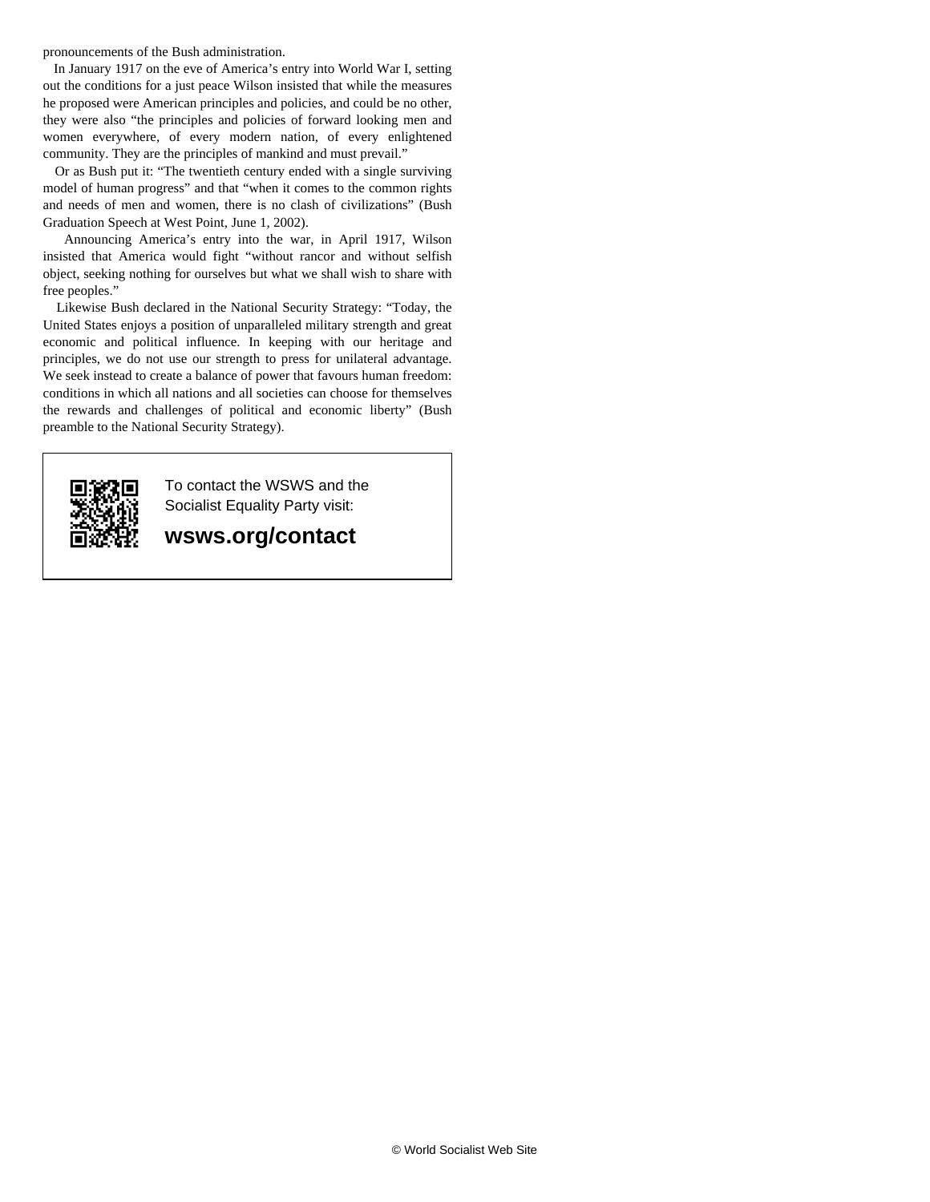pronouncements of the Bush administration.

In January 1917 on the eve of America's entry into World War I, setting out the conditions for a just peace Wilson insisted that while the measures he proposed were American principles and policies, and could be no other, they were also "the principles and policies of forward looking men and women everywhere, of every modern nation, of every enlightened community. They are the principles of mankind and must prevail."

Or as Bush put it: "The twentieth century ended with a single surviving model of human progress" and that "when it comes to the common rights and needs of men and women, there is no clash of civilizations" (Bush Graduation Speech at West Point, June 1, 2002).

Announcing America's entry into the war, in April 1917, Wilson insisted that America would fight "without rancor and without selfish object, seeking nothing for ourselves but what we shall wish to share with free peoples."

Likewise Bush declared in the National Security Strategy: "Today, the United States enjoys a position of unparalleled military strength and great economic and political influence. In keeping with our heritage and principles, we do not use our strength to press for unilateral advantage. We seek instead to create a balance of power that favours human freedom: conditions in which all nations and all societies can choose for themselves the rewards and challenges of political and economic liberty" (Bush preamble to the National Security Strategy).

To contact the WSWS and the Socialist Equality Party visit:

**wsws.org/contact**